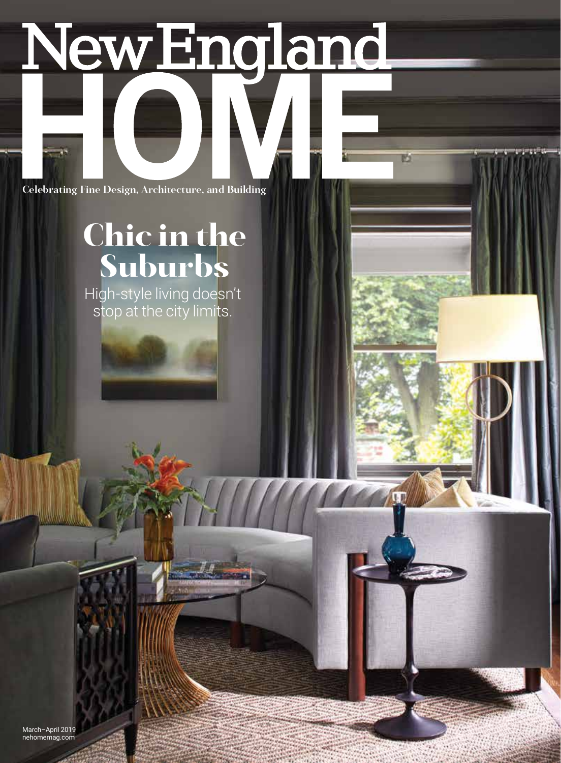# New England HOME

Celebrating Fine Design, Architecture, and Building

## Chic in the Suburbs

High-style living doesn't stop at the city limits.

March–April 2019
nehomemag.com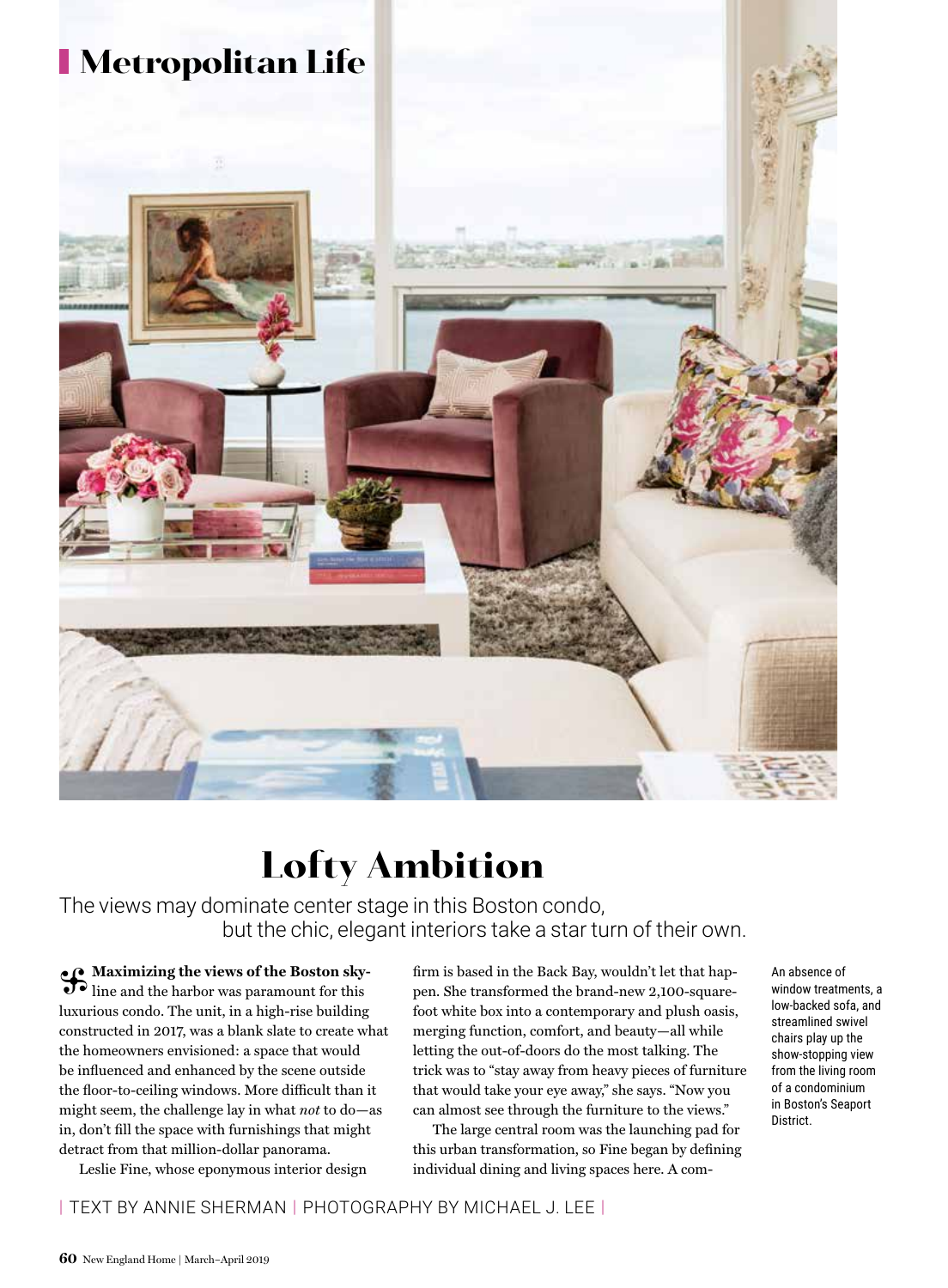# Lofty Ambition

The views may dominate center stage in this Boston condo, but the chic, elegant interiors take a star turn of their own.

**Maximizing the views of the Boston skyline and the harbor was paramount for this** luxurious condo. The unit, in a high-rise building constructed in 2017, was a blank slate to create what the homeowners envisioned: a space that would be influenced and enhanced by the scene outside the floor-to-ceiling windows. More difficult than it might seem, the challenge lay in what *not* to do—as in, don't fill the space with furnishings that might detract from that million-dollar panorama.

Leslie Fine, whose eponymous interior design firm is based in the Back Bay, wouldn't let that happen. She transformed the brand-new 2,100-square-foot white box into a contemporary and plush oasis, merging function, comfort, and beauty—all while letting the out-of-doors do the most talking. The trick was to "stay away from heavy pieces of furniture that would take your eye away," she says. "Now you can almost see through the furniture to the views."

The large central room was the launching pad for this urban transformation, so Fine began by defining individual dining and living spaces here. A com-

An absence of window treatments, a low-backed sofa, and streamlined swivel chairs play up the show-stopping view from the living room of a condominium in Boston's Seaport District.

| TEXT BY ANNIE SHERMAN | PHOTOGRAPHY BY MICHAEL J. LEE |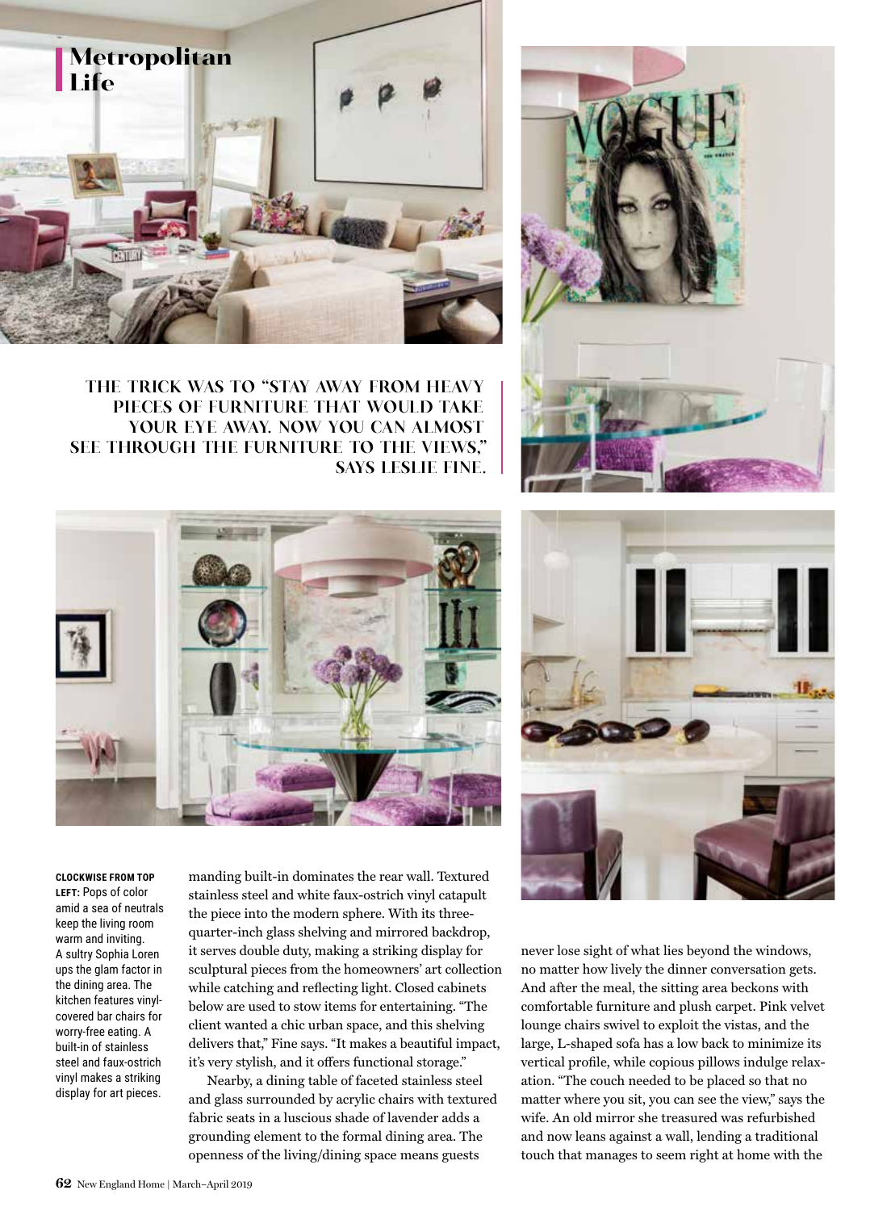THE TRICK WAS TO "STAY AWAY FROM HEAVY PIECES OF FURNITURE THAT WOULD TAKE YOUR EYE AWAY. NOW YOU CAN ALMOST SEE THROUGH THE FURNITURE TO THE VIEWS," SAYS LESLIE FINE.

**CLOCKWISE FROM TOP LEFT:** Pops of color amid a sea of neutrals keep the living room warm and inviting. A sultry Sophia Loren ups the glam factor in the dining area. The kitchen features vinyl-covered bar chairs for worry-free eating. A built-in of stainless steel and faux-ostrich vinyl makes a striking display for art pieces.

manding built-in dominates the rear wall. Textured stainless steel and white faux-ostrich vinyl catapult the piece into the modern sphere. With its three-quarter-inch glass shelving and mirrored backdrop, it serves double duty, making a striking display for sculptural pieces from the homeowners' art collection while catching and reflecting light. Closed cabinets below are used to stow items for entertaining. "The client wanted a chic urban space, and this shelving delivers that," Fine says. "It makes a beautiful impact, it's very stylish, and it offers functional storage."

Nearby, a dining table of faceted stainless steel and glass surrounded by acrylic chairs with textured fabric seats in a luscious shade of lavender adds a grounding element to the formal dining area. The openness of the living/dining space means guests never lose sight of what lies beyond the windows, no matter how lively the dinner conversation gets. And after the meal, the sitting area beckons with comfortable furniture and plush carpet. Pink velvet lounge chairs swivel to exploit the vistas, and the large, L-shaped sofa has a low back to minimize its vertical profile, while copious pillows indulge relaxation. "The couch needed to be placed so that no matter where you sit, you can see the view," says the wife. An old mirror she treasured was refurbished and now leans against a wall, lending a traditional touch that manages to seem right at home with the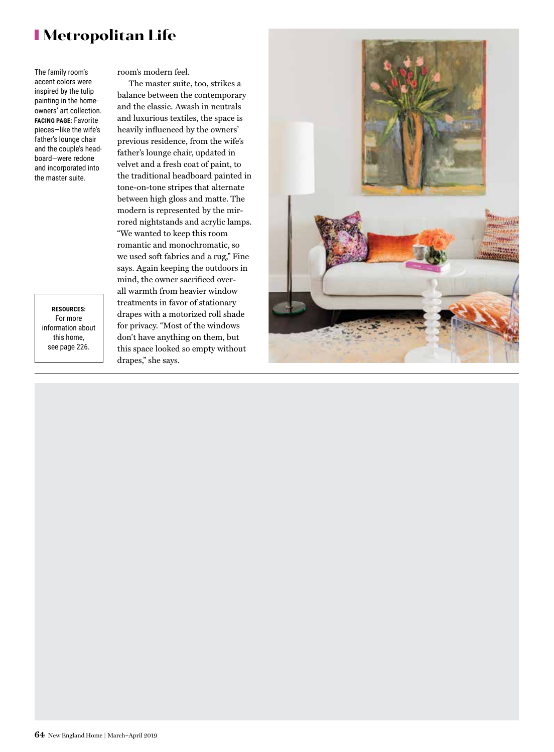The family room's accent colors were inspired by the tulip painting in the homeowners' art collection. **FACING PAGE:** Favorite pieces—like the wife's father's lounge chair and the couple's headboard—were redone and incorporated into the master suite.

room's modern feel.

The master suite, too, strikes a balance between the contemporary and the classic. Awash in neutrals and luxurious textiles, the space is heavily influenced by the owners' previous residence, from the wife's father's lounge chair, updated in velvet and a fresh coat of paint, to the traditional headboard painted in tone-on-tone stripes that alternate between high gloss and matte. The modern is represented by the mirrored nightstands and acrylic lamps. "We wanted to keep this room romantic and monochromatic, so we used soft fabrics and a rug," Fine says. Again keeping the outdoors in mind, the owner sacrificed overall warmth from heavier window treatments in favor of stationary drapes with a motorized roll shade for privacy. "Most of the windows don't have anything on them, but this space looked so empty without drapes," she says.

**RESOURCES:** For more information about this home, see page 226.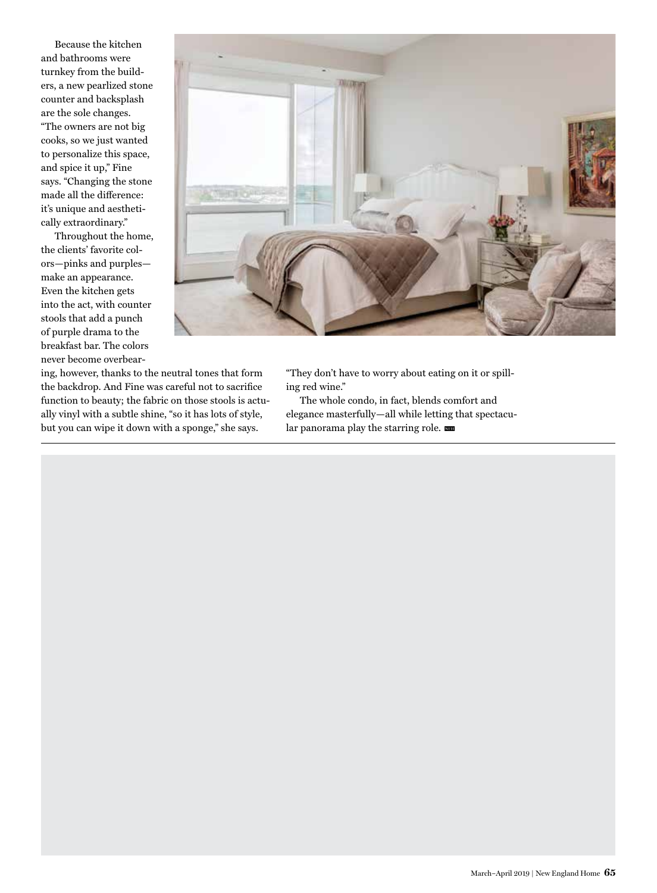Because the kitchen and bathrooms were turnkey from the builders, a new pearlized stone counter and backsplash are the sole changes. "The owners are not big cooks, so we just wanted to personalize this space, and spice it up," Fine says. "Changing the stone made all the difference: it's unique and aesthetically extraordinary."

Throughout the home, the clients' favorite colors—pinks and purples—make an appearance. Even the kitchen gets into the act, with counter stools that add a punch of purple drama to the breakfast bar. The colors never become overbearing, however, thanks to the neutral tones that form the backdrop. And Fine was careful not to sacrifice function to beauty; the fabric on those stools is actually vinyl with a subtle shine, "so it has lots of style, but you can wipe it down with a sponge," she says. "They don't have to worry about eating on it or spilling red wine."

The whole condo, in fact, blends comfort and elegance masterfully—all while letting that spectacular panorama play the starring role.